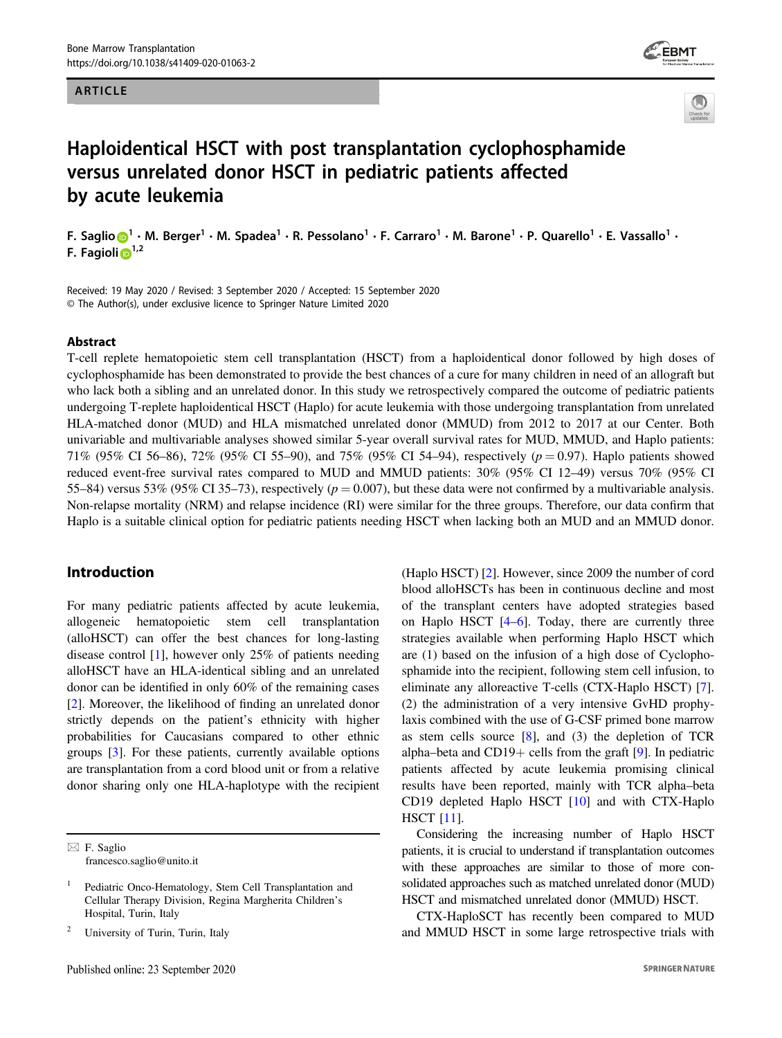ARTICLE

# Haploidentical HSCT with post transplantation cyclophosphamide versus unrelated donor HSCT in pediatric patients affected by acute leukemia

F. Saglio[1] · M. Berger[1] · M. Spadea[1] · R. Pessolano[1] · F. Carraro[1] · M. Barone[1] · P. Quarello[1] · E. Vassallo[1] · F. Fagioli[1,2]

Received: 19 May 2020 / Revised: 3 September 2020 / Accepted: 15 September 2020
© The Author(s), under exclusive licence to Springer Nature Limited 2020

## Abstract

T-cell replete hematopoietic stem cell transplantation (HSCT) from a haploidentical donor followed by high doses of cyclophosphamide has been demonstrated to provide the best chances of a cure for many children in need of an allograft but who lack both a sibling and an unrelated donor. In this study we retrospectively compared the outcome of pediatric patients undergoing T-replete haploidentical HSCT (Haplo) for acute leukemia with those undergoing transplantation from unrelated HLA-matched donor (MUD) and HLA mismatched unrelated donor (MMUD) from 2012 to 2017 at our Center. Both univariable and multivariable analyses showed similar 5-year overall survival rates for MUD, MMUD, and Haplo patients: 71% (95% CI 56–86), 72% (95% CI 55–90), and 75% (95% CI 54–94), respectively ($p = 0.97$). Haplo patients showed reduced event-free survival rates compared to MUD and MMUD patients: 30% (95% CI 12–49) versus 70% (95% CI 55–84) versus 53% (95% CI 35–73), respectively ($p = 0.007$), but these data were not confirmed by a multivariable analysis. Non-relapse mortality (NRM) and relapse incidence (RI) were similar for the three groups. Therefore, our data confirm that Haplo is a suitable clinical option for pediatric patients needing HSCT when lacking both an MUD and an MMUD donor.

## Introduction

For many pediatric patients affected by acute leukemia, allogeneic hematopoietic stem cell transplantation (alloHSCT) can offer the best chances for long-lasting disease control [1], however only 25% of patients needing alloHSCT have an HLA-identical sibling and an unrelated donor can be identified in only 60% of the remaining cases [2]. Moreover, the likelihood of finding an unrelated donor strictly depends on the patient's ethnicity with higher probabilities for Caucasians compared to other ethnic groups [3]. For these patients, currently available options are transplantation from a cord blood unit or from a relative donor sharing only one HLA-haplotype with the recipient (Haplo HSCT) [2]. However, since 2009 the number of cord blood alloHSCTs has been in continuous decline and most of the transplant centers have adopted strategies based on Haplo HSCT [4–6]. Today, there are currently three strategies available when performing Haplo HSCT which are (1) based on the infusion of a high dose of Cyclophosphamide into the recipient, following stem cell infusion, to eliminate any alloreactive T-cells (CTX-Haplo HSCT) [7]. (2) the administration of a very intensive GvHD prophylaxis combined with the use of G-CSF primed bone marrow as stem cells source [8], and (3) the depletion of TCR alpha–beta and CD19+ cells from the graft [9]. In pediatric patients affected by acute leukemia promising clinical results have been reported, mainly with TCR alpha–beta CD19 depleted Haplo HSCT [10] and with CTX-Haplo HSCT [11].

Considering the increasing number of Haplo HSCT patients, it is crucial to understand if transplantation outcomes with these approaches are similar to those of more consolidated approaches such as matched unrelated donor (MUD) HSCT and mismatched unrelated donor (MMUD) HSCT.

CTX-HaploSCT has recently been compared to MUD and MMUD HSCT in some large retrospective trials with

✉ F. Saglio
francesco.saglio@unito.it

1 Pediatric Onco-Hematology, Stem Cell Transplantation and Cellular Therapy Division, Regina Margherita Children's Hospital, Turin, Italy

2 University of Turin, Turin, Italy

Published online: 23 September 2020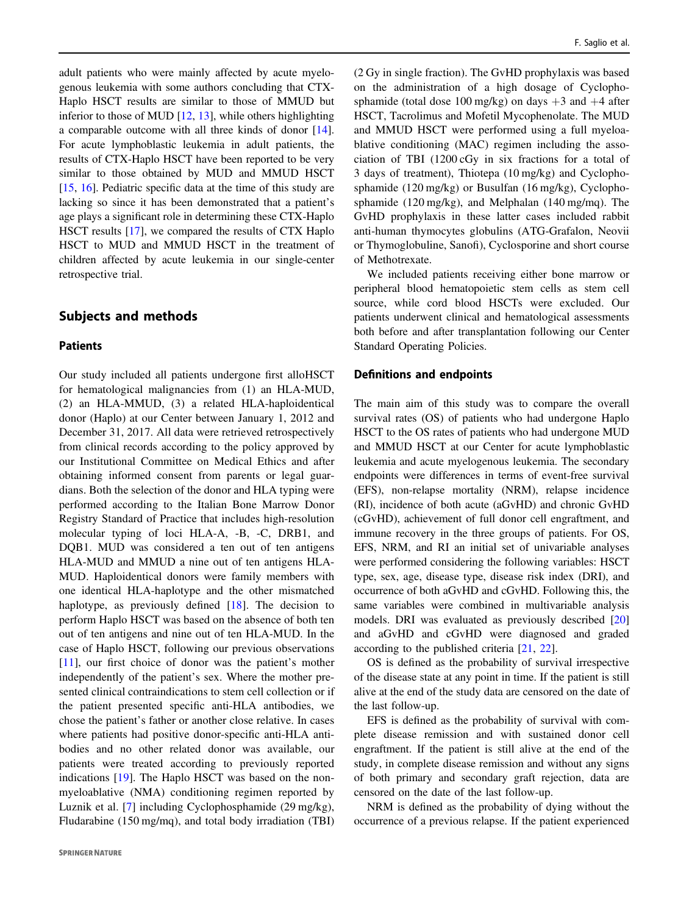adult patients who were mainly affected by acute myelogenous leukemia with some authors concluding that CTX-Haplo HSCT results are similar to those of MMUD but inferior to those of MUD [12, 13], while others highlighting a comparable outcome with all three kinds of donor [14]. For acute lymphoblastic leukemia in adult patients, the results of CTX-Haplo HSCT have been reported to be very similar to those obtained by MUD and MMUD HSCT [15, 16]. Pediatric specific data at the time of this study are lacking so since it has been demonstrated that a patient's age plays a significant role in determining these CTX-Haplo HSCT results [17], we compared the results of CTX Haplo HSCT to MUD and MMUD HSCT in the treatment of children affected by acute leukemia in our single-center retrospective trial.

## Subjects and methods

### Patients

Our study included all patients undergone first alloHSCT for hematological malignancies from (1) an HLA-MUD, (2) an HLA-MMUD, (3) a related HLA-haploidentical donor (Haplo) at our Center between January 1, 2012 and December 31, 2017. All data were retrieved retrospectively from clinical records according to the policy approved by our Institutional Committee on Medical Ethics and after obtaining informed consent from parents or legal guardians. Both the selection of the donor and HLA typing were performed according to the Italian Bone Marrow Donor Registry Standard of Practice that includes high-resolution molecular typing of loci HLA-A, -B, -C, DRB1, and DQB1. MUD was considered a ten out of ten antigens HLA-MUD and MMUD a nine out of ten antigens HLA-MUD. Haploidentical donors were family members with one identical HLA-haplotype and the other mismatched haplotype, as previously defined [18]. The decision to perform Haplo HSCT was based on the absence of both ten out of ten antigens and nine out of ten HLA-MUD. In the case of Haplo HSCT, following our previous observations [11], our first choice of donor was the patient's mother independently of the patient's sex. Where the mother presented clinical contraindications to stem cell collection or if the patient presented specific anti-HLA antibodies, we chose the patient's father or another close relative. In cases where patients had positive donor-specific anti-HLA antibodies and no other related donor was available, our patients were treated according to previously reported indications [19]. The Haplo HSCT was based on the non-myeloablative (NMA) conditioning regimen reported by Luznik et al. [7] including Cyclophosphamide (29 mg/kg), Fludarabine (150 mg/mq), and total body irradiation (TBI) (2 Gy in single fraction). The GvHD prophylaxis was based on the administration of a high dosage of Cyclophosphamide (total dose 100 mg/kg) on days +3 and +4 after HSCT, Tacrolimus and Mofetil Mycophenolate. The MUD and MMUD HSCT were performed using a full myeloablative conditioning (MAC) regimen including the association of TBI (1200 cGy in six fractions for a total of 3 days of treatment), Thiotepa (10 mg/kg) and Cyclophosphamide (120 mg/kg) or Busulfan (16 mg/kg), Cyclophosphamide (120 mg/kg), and Melphalan (140 mg/mq). The GvHD prophylaxis in these latter cases included rabbit anti-human thymocytes globulins (ATG-Grafalon, Neovii or Thymoglobuline, Sanofi), Cyclosporine and short course of Methotrexate.

We included patients receiving either bone marrow or peripheral blood hematopoietic stem cells as stem cell source, while cord blood HSCTs were excluded. Our patients underwent clinical and hematological assessments both before and after transplantation following our Center Standard Operating Policies.

### Definitions and endpoints

The main aim of this study was to compare the overall survival rates (OS) of patients who had undergone Haplo HSCT to the OS rates of patients who had undergone MUD and MMUD HSCT at our Center for acute lymphoblastic leukemia and acute myelogenous leukemia. The secondary endpoints were differences in terms of event-free survival (EFS), non-relapse mortality (NRM), relapse incidence (RI), incidence of both acute (aGvHD) and chronic GvHD (cGvHD), achievement of full donor cell engraftment, and immune recovery in the three groups of patients. For OS, EFS, NRM, and RI an initial set of univariable analyses were performed considering the following variables: HSCT type, sex, age, disease type, disease risk index (DRI), and occurrence of both aGvHD and cGvHD. Following this, the same variables were combined in multivariable analysis models. DRI was evaluated as previously described [20] and aGvHD and cGvHD were diagnosed and graded according to the published criteria [21, 22].

OS is defined as the probability of survival irrespective of the disease state at any point in time. If the patient is still alive at the end of the study data are censored on the date of the last follow-up.

EFS is defined as the probability of survival with complete disease remission and with sustained donor cell engraftment. If the patient is still alive at the end of the study, in complete disease remission and without any signs of both primary and secondary graft rejection, data are censored on the date of the last follow-up.

NRM is defined as the probability of dying without the occurrence of a previous relapse. If the patient experienced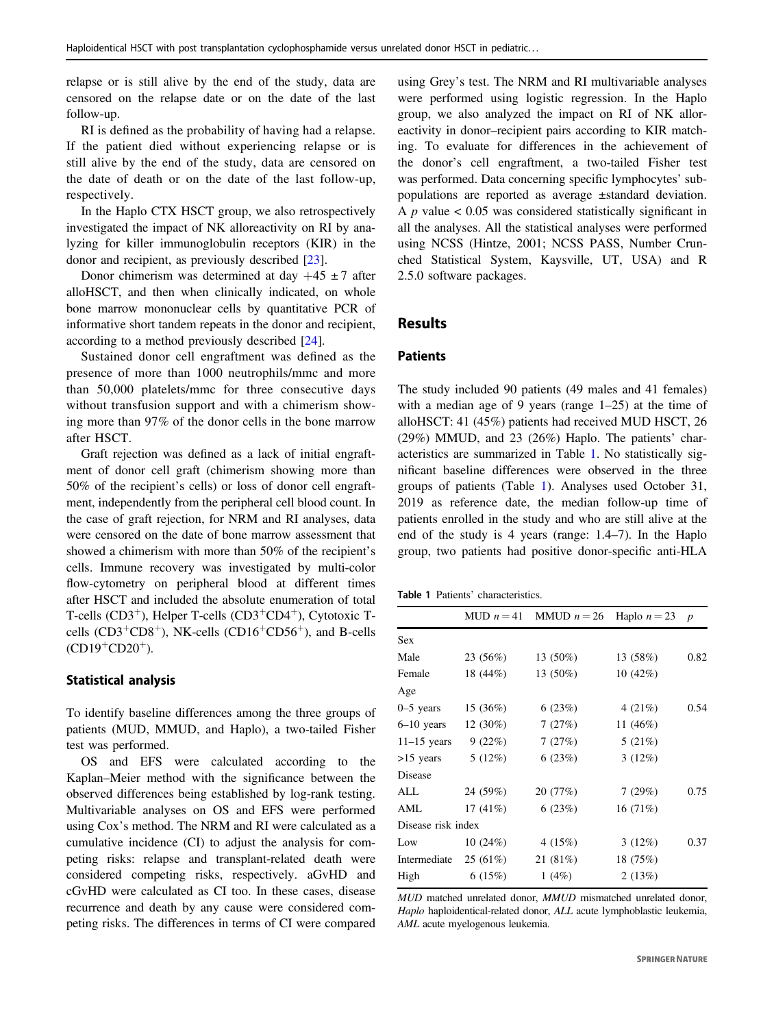relapse or is still alive by the end of the study, data are censored on the relapse date or on the date of the last follow-up.

RI is defined as the probability of having had a relapse. If the patient died without experiencing relapse or is still alive by the end of the study, data are censored on the date of death or on the date of the last follow-up, respectively.

In the Haplo CTX HSCT group, we also retrospectively investigated the impact of NK alloreactivity on RI by analyzing for killer immunoglobulin receptors (KIR) in the donor and recipient, as previously described [23].

Donor chimerism was determined at day $+45 \pm 7$ after alloHSCT, and then when clinically indicated, on whole bone marrow mononuclear cells by quantitative PCR of informative short tandem repeats in the donor and recipient, according to a method previously described [24].

Sustained donor cell engraftment was defined as the presence of more than 1000 neutrophils/mmc and more than 50,000 platelets/mmc for three consecutive days without transfusion support and with a chimerism showing more than 97% of the donor cells in the bone marrow after HSCT.

Graft rejection was defined as a lack of initial engraftment of donor cell graft (chimerism showing more than 50% of the recipient's cells) or loss of donor cell engraftment, independently from the peripheral cell blood count. In the case of graft rejection, for NRM and RI analyses, data were censored on the date of bone marrow assessment that showed a chimerism with more than 50% of the recipient's cells. Immune recovery was investigated by multi-color flow-cytometry on peripheral blood at different times after HSCT and included the absolute enumeration of total T-cells ($CD3^{+}$), Helper T-cells ($CD3^{+}CD4^{+}$), Cytotoxic T-cells ($CD3^{+}CD8^{+}$), NK-cells ($CD16^{+}CD56^{+}$), and B-cells ($CD19^{+}CD20^{+}$).

### Statistical analysis

To identify baseline differences among the three groups of patients (MUD, MMUD, and Haplo), a two-tailed Fisher test was performed.

OS and EFS were calculated according to the Kaplan–Meier method with the significance between the observed differences being established by log-rank testing. Multivariable analyses on OS and EFS were performed using Cox's method. The NRM and RI were calculated as a cumulative incidence (CI) to adjust the analysis for competing risks: relapse and transplant-related death were considered competing risks, respectively. aGvHD and cGvHD were calculated as CI too. In these cases, disease recurrence and death by any cause were considered competing risks. The differences in terms of CI were compared using Grey's test. The NRM and RI multivariable analyses were performed using logistic regression. In the Haplo group, we also analyzed the impact on RI of NK alloreactivity in donor–recipient pairs according to KIR matching. To evaluate for differences in the achievement of the donor's cell engraftment, a two-tailed Fisher test was performed. Data concerning specific lymphocytes' subpopulations are reported as average ±standard deviation. A $p$ value $< 0.05$ was considered statistically significant in all the analyses. All the statistical analyses were performed using NCSS (Hintze, 2001; NCSS PASS, Number Crunched Statistical System, Kaysville, UT, USA) and R 2.5.0 software packages.

## Results

### Patients

The study included 90 patients (49 males and 41 females) with a median age of 9 years (range 1–25) at the time of alloHSCT: 41 (45%) patients had received MUD HSCT, 26 (29%) MMUD, and 23 (26%) Haplo. The patients' characteristics are summarized in Table 1. No statistically significant baseline differences were observed in the three groups of patients (Table 1). Analyses used October 31, 2019 as reference date, the median follow-up time of patients enrolled in the study and who are still alive at the end of the study is 4 years (range: 1.4–7). In the Haplo group, two patients had positive donor-specific anti-HLA

**Table 1** Patients' characteristics.

| | MUD $n = 41$ | MMUD $n = 26$ | Haplo $n = 23$ | $p$ |
|---|---|---|---|---|
| Sex | | | | |
| Male | 23 (56%) | 13 (50%) | 13 (58%) | 0.82 |
| Female | 18 (44%) | 13 (50%) | 10 (42%) | |
| Age | | | | |
| 0–5 years | 15 (36%) | 6 (23%) | 4 (21%) | 0.54 |
| 6–10 years | 12 (30%) | 7 (27%) | 11 (46%) | |
| 11–15 years | 9 (22%) | 7 (27%) | 5 (21%) | |
| >15 years | 5 (12%) | 6 (23%) | 3 (12%) | |
| Disease | | | | |
| ALL | 24 (59%) | 20 (77%) | 7 (29%) | 0.75 |
| AML | 17 (41%) | 6 (23%) | 16 (71%) | |
| Disease risk index | | | | |
| Low | 10 (24%) | 4 (15%) | 3 (12%) | 0.37 |
| Intermediate | 25 (61%) | 21 (81%) | 18 (75%) | |
| High | 6 (15%) | 1 (4%) | 2 (13%) | |

*MUD* matched unrelated donor, *MMUD* mismatched unrelated donor, *Haplo* haploidentical-related donor, *ALL* acute lymphoblastic leukemia, *AML* acute myelogenous leukemia.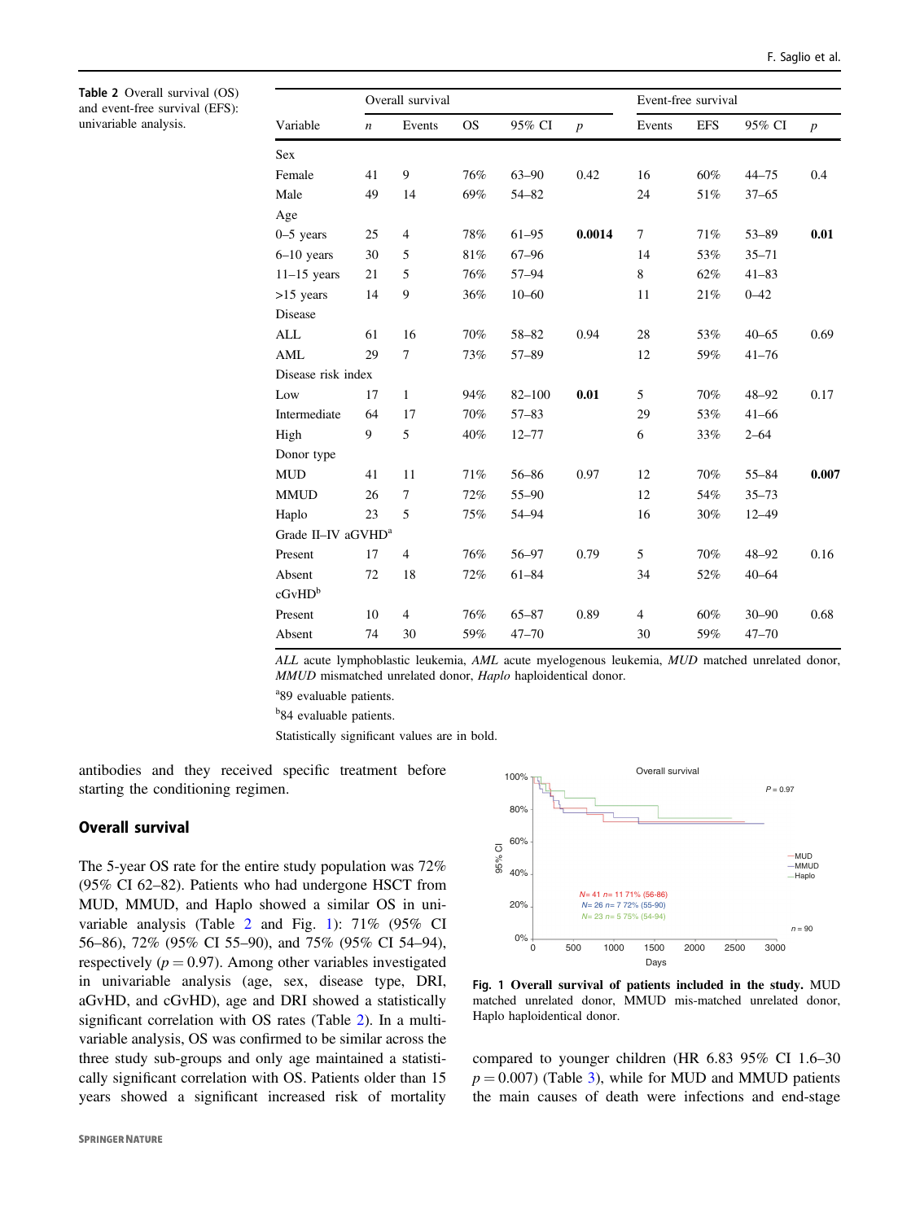**Table 2** Overall survival (OS) and event-free survival (EFS): univariable analysis.

| Variable | Overall survival | | | | | Event-free survival | | | |
|---|---|---|---|---|---|---|---|---|---|
| | *n* | Events | OS | 95% CI | *p* | Events | EFS | 95% CI | *p* |
| Sex | | | | | | | | | |
| Female | 41 | 9 | 76% | 63–90 | 0.42 | 16 | 60% | 44–75 | 0.4 |
| Male | 49 | 14 | 69% | 54–82 | | 24 | 51% | 37–65 | |
| Age | | | | | | | | | |
| 0–5 years | 25 | 4 | 78% | 61–95 | **0.0014** | 7 | 71% | 53–89 | **0.01** |
| 6–10 years | 30 | 5 | 81% | 67–96 | | 14 | 53% | 35–71 | |
| 11–15 years | 21 | 5 | 76% | 57–94 | | 8 | 62% | 41–83 | |
| >15 years | 14 | 9 | 36% | 10–60 | | 11 | 21% | 0–42 | |
| Disease | | | | | | | | | |
| ALL | 61 | 16 | 70% | 58–82 | 0.94 | 28 | 53% | 40–65 | 0.69 |
| AML | 29 | 7 | 73% | 57–89 | | 12 | 59% | 41–76 | |
| Disease risk index | | | | | | | | | |
| Low | 17 | 1 | 94% | 82–100 | **0.01** | 5 | 70% | 48–92 | 0.17 |
| Intermediate | 64 | 17 | 70% | 57–83 | | 29 | 53% | 41–66 | |
| High | 9 | 5 | 40% | 12–77 | | 6 | 33% | 2–64 | |
| Donor type | | | | | | | | | |
| MUD | 41 | 11 | 71% | 56–86 | 0.97 | 12 | 70% | 55–84 | **0.007** |
| MMUD | 26 | 7 | 72% | 55–90 | | 12 | 54% | 35–73 | |
| Haplo | 23 | 5 | 75% | 54–94 | | 16 | 30% | 12–49 | |
| Grade II–IV aGVHD[a] | | | | | | | | | |
| Present | 17 | 4 | 76% | 56–97 | 0.79 | 5 | 70% | 48–92 | 0.16 |
| Absent | 72 | 18 | 72% | 61–84 | | 34 | 52% | 40–64 | |
| cGvHD[b] | | | | | | | | | |
| Present | 10 | 4 | 76% | 65–87 | 0.89 | 4 | 60% | 30–90 | 0.68 |
| Absent | 74 | 30 | 59% | 47–70 | | 30 | 59% | 47–70 | |

*ALL* acute lymphoblastic leukemia, *AML* acute myelogenous leukemia, *MUD* matched unrelated donor, *MMUD* mismatched unrelated donor, *Haplo* haploidentical donor.

[a]89 evaluable patients.

[b]84 evaluable patients.

Statistically significant values are in bold.

antibodies and they received specific treatment before starting the conditioning regimen.

## Overall survival

The 5-year OS rate for the entire study population was 72% (95% CI 62–82). Patients who had undergone HSCT from MUD, MMUD, and Haplo showed a similar OS in univariable analysis (Table 2 and Fig. 1): 71% (95% CI 56–86), 72% (95% CI 55–90), and 75% (95% CI 54–94), respectively ($p = 0.97$). Among other variables investigated in univariable analysis (age, sex, disease type, DRI, aGvHD, and cGvHD), age and DRI showed a statistically significant correlation with OS rates (Table 2). In a multivariable analysis, OS was confirmed to be similar across the three study sub-groups and only age maintained a statistically significant correlation with OS. Patients older than 15 years showed a significant increased risk of mortality compared to younger children (HR 6.83 95% CI 1.6–30 $p = 0.007$) (Table 3), while for MUD and MMUD patients the main causes of death were infections and end-stage

**Fig. 1 Overall survival of patients included in the study.** MUD matched unrelated donor, MMUD mis-matched unrelated donor, Haplo haploidentical donor.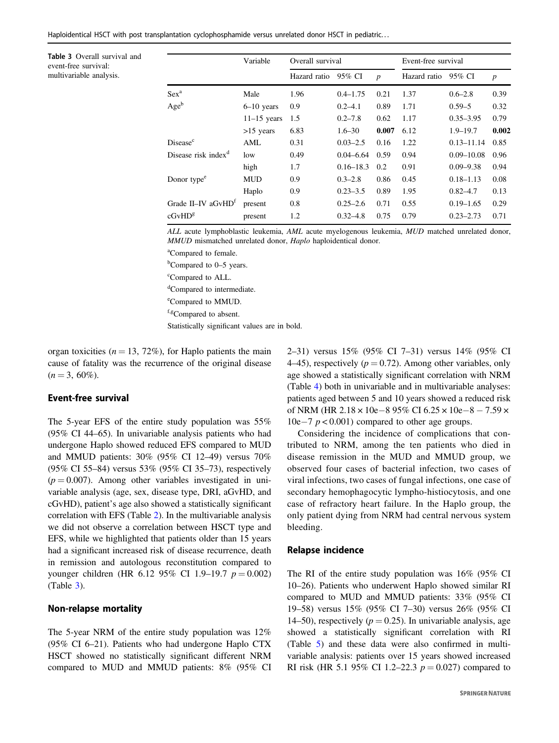**Table 3** Overall survival and event-free survival: multivariable analysis.

| | Variable | Overall survival | | | Event-free survival | | |
|---|---|---|---|---|---|---|---|
| | | Hazard ratio | 95% CI | *p* | Hazard ratio | 95% CI | *p* |
| Sex[a] | Male | 1.96 | 0.4–1.75 | 0.21 | 1.37 | 0.6–2.8 | 0.39 |
| Age[b] | 6–10 years | 0.9 | 0.2–4.1 | 0.89 | 1.71 | 0.59–5 | 0.32 |
| | 11–15 years | 1.5 | 0.2–7.8 | 0.62 | 1.17 | 0.35–3.95 | 0.79 |
| | >15 years | 6.83 | 1.6–30 | **0.007** | 6.12 | 1.9–19.7 | **0.002** |
| Disease[c] | AML | 0.31 | 0.03–2.5 | 0.16 | 1.22 | 0.13–11.14 | 0.85 |
| Disease risk index[d] | low | 0.49 | 0.04–6.64 | 0.59 | 0.94 | 0.09–10.08 | 0.96 |
| | high | 1.7 | 0.16–18.3 | 0.2 | 0.91 | 0.09–9.38 | 0.94 |
| Donor type[e] | MUD | 0.9 | 0.3–2.8 | 0.86 | 0.45 | 0.18–1.13 | 0.08 |
| | Haplo | 0.9 | 0.23–3.5 | 0.89 | 1.95 | 0.82–4.7 | 0.13 |
| Grade II–IV aGvHD[f] | present | 0.8 | 0.25–2.6 | 0.71 | 0.55 | 0.19–1.65 | 0.29 |
| cGvHD[g] | present | 1.2 | 0.32–4.8 | 0.75 | 0.79 | 0.23–2.73 | 0.71 |

*ALL* acute lymphoblastic leukemia, *AML* acute myelogenous leukemia, *MUD* matched unrelated donor, *MMUD* mismatched unrelated donor, *Haplo* haploidentical donor.

[a]Compared to female.

[b]Compared to 0–5 years.

[c]Compared to ALL.

[d]Compared to intermediate.

[e]Compared to MMUD.

[f,g]Compared to absent.

Statistically significant values are in bold.

organ toxicities ($n = 13$, 72%), for Haplo patients the main cause of fatality was the recurrence of the original disease ($n = 3$, 60%).

## Event-free survival

The 5-year EFS of the entire study population was 55% (95% CI 44–65). In univariable analysis patients who had undergone Haplo showed reduced EFS compared to MUD and MMUD patients: 30% (95% CI 12–49) versus 70% (95% CI 55–84) versus 53% (95% CI 35–73), respectively ($p = 0.007$). Among other variables investigated in univariable analysis (age, sex, disease type, DRI, aGvHD, and cGvHD), patient's age also showed a statistically significant correlation with EFS (Table 2). In the multivariable analysis we did not observe a correlation between HSCT type and EFS, while we highlighted that patients older than 15 years had a significant increased risk of disease recurrence, death in remission and autologous reconstitution compared to younger children (HR 6.12 95% CI 1.9–19.7 $p = 0.002$) (Table 3).

## Non-relapse mortality

The 5-year NRM of the entire study population was 12% (95% CI 6–21). Patients who had undergone Haplo CTX HSCT showed no statistically significant different NRM compared to MUD and MMUD patients: 8% (95% CI 2–31) versus 15% (95% CI 7–31) versus 14% (95% CI 4–45), respectively ($p = 0.72$). Among other variables, only age showed a statistically significant correlation with NRM (Table 4) both in univariable and in multivariable analyses: patients aged between 5 and 10 years showed a reduced risk of NRM (HR $2.18 \times 10e{-8}$ 95% CI $6.25 \times 10e{-8} - 7.59 \times 10e{-7}$ $p < 0.001$) compared to other age groups.

Considering the incidence of complications that contributed to NRM, among the ten patients who died in disease remission in the MUD and MMUD group, we observed four cases of bacterial infection, two cases of viral infections, two cases of fungal infections, one case of secondary hemophagocytic lympho-histiocytosis, and one case of refractory heart failure. In the Haplo group, the only patient dying from NRM had central nervous system bleeding.

## Relapse incidence

The RI of the entire study population was 16% (95% CI 10–26). Patients who underwent Haplo showed similar RI compared to MUD and MMUD patients: 33% (95% CI 19–58) versus 15% (95% CI 7–30) versus 26% (95% CI 14–50), respectively ($p = 0.25$). In univariable analysis, age showed a statistically significant correlation with RI (Table 5) and these data were also confirmed in multivariable analysis: patients over 15 years showed increased RI risk (HR 5.1 95% CI 1.2–22.3 $p = 0.027$) compared to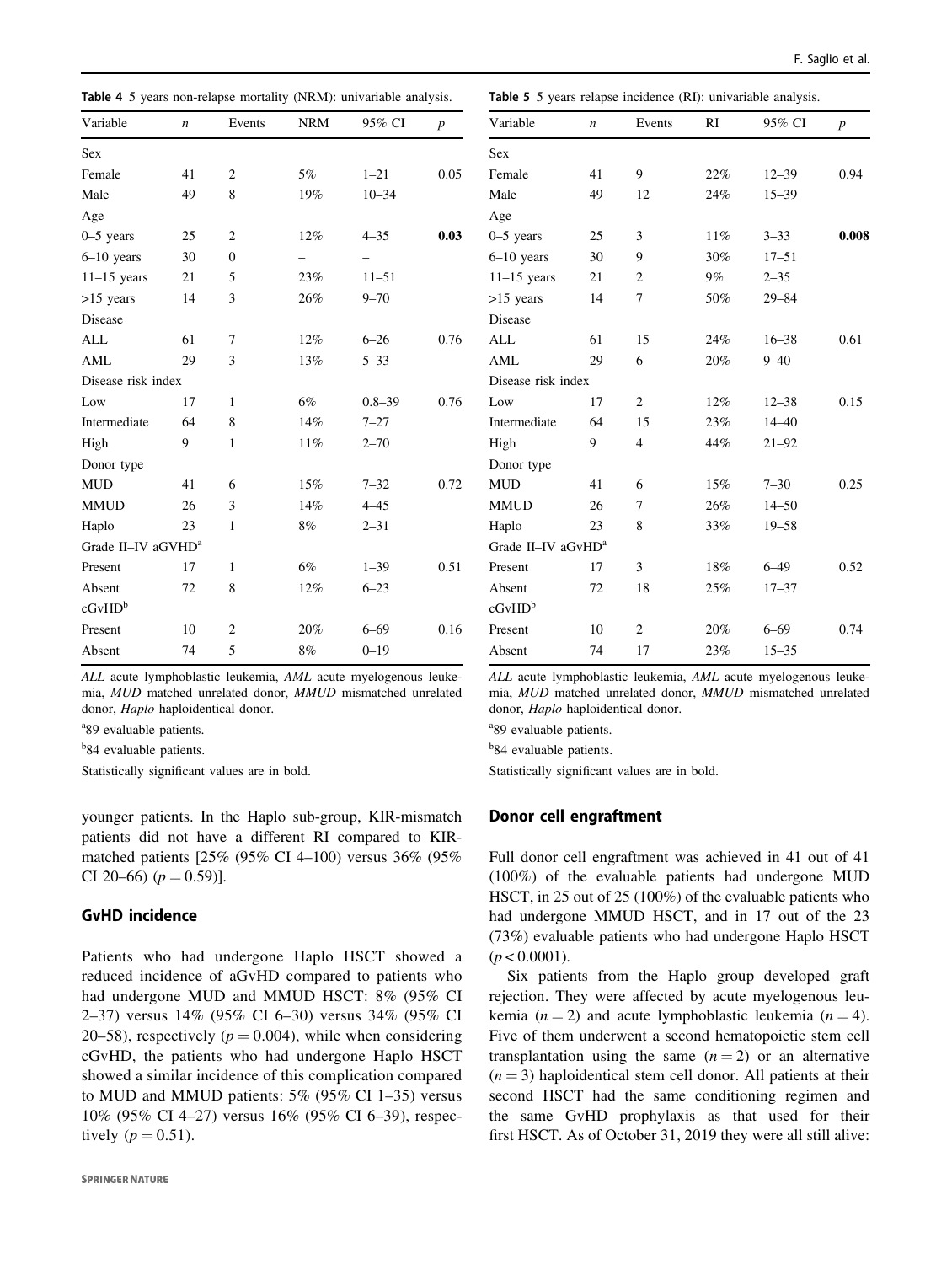**Table 4** 5 years non-relapse mortality (NRM): univariable analysis.

| Variable | *n* | Events | NRM | 95% CI | *p* |
|---|---|---|---|---|---|
| Sex | | | | | |
| Female | 41 | 2 | 5% | 1–21 | 0.05 |
| Male | 49 | 8 | 19% | 10–34 | |
| Age | | | | | |
| 0–5 years | 25 | 2 | 12% | 4–35 | **0.03** |
| 6–10 years | 30 | 0 | – | – | |
| 11–15 years | 21 | 5 | 23% | 11–51 | |
| >15 years | 14 | 3 | 26% | 9–70 | |
| Disease | | | | | |
| ALL | 61 | 7 | 12% | 6–26 | 0.76 |
| AML | 29 | 3 | 13% | 5–33 | |
| Disease risk index | | | | | |
| Low | 17 | 1 | 6% | 0.8–39 | 0.76 |
| Intermediate | 64 | 8 | 14% | 7–27 | |
| High | 9 | 1 | 11% | 2–70 | |
| Donor type | | | | | |
| MUD | 41 | 6 | 15% | 7–32 | 0.72 |
| MMUD | 26 | 3 | 14% | 4–45 | |
| Haplo | 23 | 1 | 8% | 2–31 | |
| Grade II–IV aGVHD[a] | | | | | |
| Present | 17 | 1 | 6% | 1–39 | 0.51 |
| Absent | 72 | 8 | 12% | 6–23 | |
| cGvHD[b] | | | | | |
| Present | 10 | 2 | 20% | 6–69 | 0.16 |
| Absent | 74 | 5 | 8% | 0–19 | |

*ALL* acute lymphoblastic leukemia, *AML* acute myelogenous leukemia, *MUD* matched unrelated donor, *MMUD* mismatched unrelated donor, *Haplo* haploidentical donor.

[a]89 evaluable patients.

[b]84 evaluable patients.

Statistically significant values are in bold.

**Table 5** 5 years relapse incidence (RI): univariable analysis.

| Variable | *n* | Events | RI | 95% CI | *p* |
|---|---|---|---|---|---|
| Sex | | | | | |
| Female | 41 | 9 | 22% | 12–39 | 0.94 |
| Male | 49 | 12 | 24% | 15–39 | |
| Age | | | | | |
| 0–5 years | 25 | 3 | 11% | 3–33 | **0.008** |
| 6–10 years | 30 | 9 | 30% | 17–51 | |
| 11–15 years | 21 | 2 | 9% | 2–35 | |
| >15 years | 14 | 7 | 50% | 29–84 | |
| Disease | | | | | |
| ALL | 61 | 15 | 24% | 16–38 | 0.61 |
| AML | 29 | 6 | 20% | 9–40 | |
| Disease risk index | | | | | |
| Low | 17 | 2 | 12% | 12–38 | 0.15 |
| Intermediate | 64 | 15 | 23% | 14–40 | |
| High | 9 | 4 | 44% | 21–92 | |
| Donor type | | | | | |
| MUD | 41 | 6 | 15% | 7–30 | 0.25 |
| MMUD | 26 | 7 | 26% | 14–50 | |
| Haplo | 23 | 8 | 33% | 19–58 | |
| Grade II–IV aGvHD[a] | | | | | |
| Present | 17 | 3 | 18% | 6–49 | 0.52 |
| Absent | 72 | 18 | 25% | 17–37 | |
| cGvHD[b] | | | | | |
| Present | 10 | 2 | 20% | 6–69 | 0.74 |
| Absent | 74 | 17 | 23% | 15–35 | |

*ALL* acute lymphoblastic leukemia, *AML* acute myelogenous leukemia, *MUD* matched unrelated donor, *MMUD* mismatched unrelated donor, *Haplo* haploidentical donor.

[a]89 evaluable patients.

[b]84 evaluable patients.

Statistically significant values are in bold.

younger patients. In the Haplo sub-group, KIR-mismatch patients did not have a different RI compared to KIR-matched patients [25% (95% CI 4–100) versus 36% (95% CI 20–66) ($p = 0.59$)].

## GvHD incidence

Patients who had undergone Haplo HSCT showed a reduced incidence of aGvHD compared to patients who had undergone MUD and MMUD HSCT: 8% (95% CI 2–37) versus 14% (95% CI 6–30) versus 34% (95% CI 20–58), respectively ($p = 0.004$), while when considering cGvHD, the patients who had undergone Haplo HSCT showed a similar incidence of this complication compared to MUD and MMUD patients: 5% (95% CI 1–35) versus 10% (95% CI 4–27) versus 16% (95% CI 6–39), respectively ($p = 0.51$).

## Donor cell engraftment

Full donor cell engraftment was achieved in 41 out of 41 (100%) of the evaluable patients had undergone MUD HSCT, in 25 out of 25 (100%) of the evaluable patients who had undergone MMUD HSCT, and in 17 out of the 23 (73%) evaluable patients who had undergone Haplo HSCT ($p < 0.0001$).

Six patients from the Haplo group developed graft rejection. They were affected by acute myelogenous leukemia ($n = 2$) and acute lymphoblastic leukemia ($n = 4$). Five of them underwent a second hematopoietic stem cell transplantation using the same ($n = 2$) or an alternative ($n = 3$) haploidentical stem cell donor. All patients at their second HSCT had the same conditioning regimen and the same GvHD prophylaxis as that used for their first HSCT. As of October 31, 2019 they were all still alive: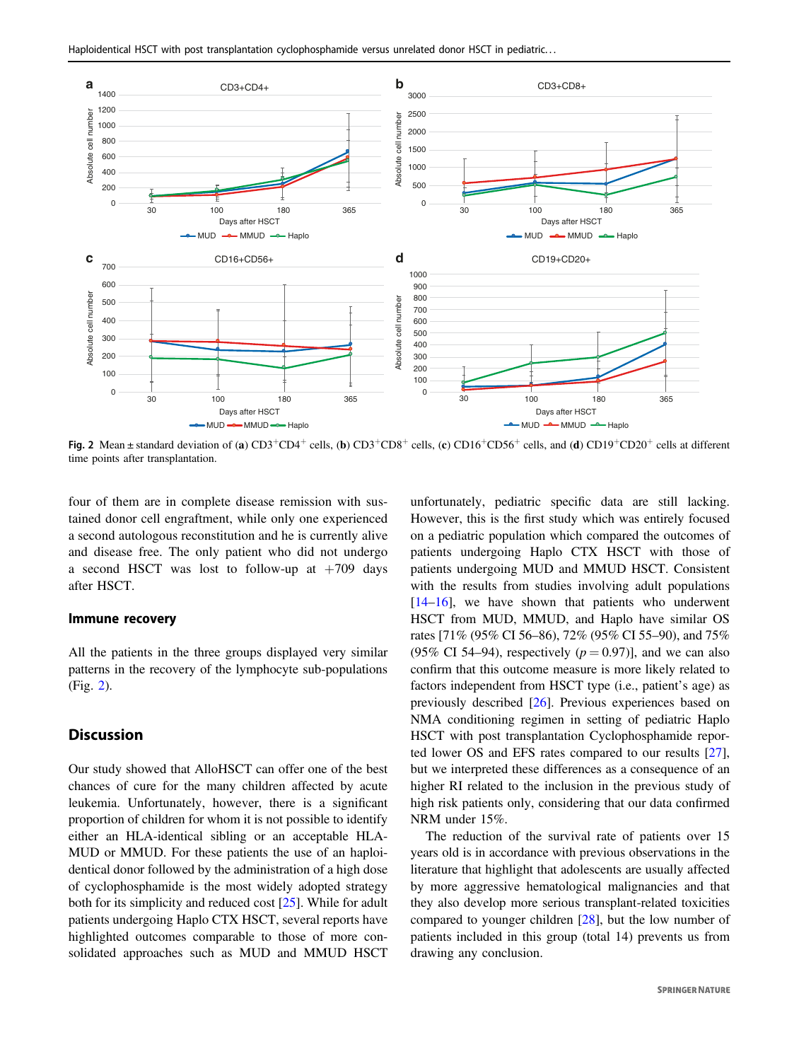Fig. 2 Mean ± standard deviation of (**a**) $CD3^+CD4^+$ cells, (**b**) $CD3^+CD8^+$ cells, (**c**) $CD16^+CD56^+$ cells, and (**d**) $CD19^+CD20^+$ cells at different time points after transplantation.

four of them are in complete disease remission with sustained donor cell engraftment, while only one experienced a second autologous reconstitution and he is currently alive and disease free. The only patient who did not undergo a second HSCT was lost to follow-up at +709 days after HSCT.

### Immune recovery

All the patients in the three groups displayed very similar patterns in the recovery of the lymphocyte sub-populations (Fig. 2).

## Discussion

Our study showed that AlloHSCT can offer one of the best chances of cure for the many children affected by acute leukemia. Unfortunately, however, there is a significant proportion of children for whom it is not possible to identify either an HLA-identical sibling or an acceptable HLA-MUD or MMUD. For these patients the use of an haploidentical donor followed by the administration of a high dose of cyclophosphamide is the most widely adopted strategy both for its simplicity and reduced cost [25]. While for adult patients undergoing Haplo CTX HSCT, several reports have highlighted outcomes comparable to those of more consolidated approaches such as MUD and MMUD HSCT unfortunately, pediatric specific data are still lacking. However, this is the first study which was entirely focused on a pediatric population which compared the outcomes of patients undergoing Haplo CTX HSCT with those of patients undergoing MUD and MMUD HSCT. Consistent with the results from studies involving adult populations [14–16], we have shown that patients who underwent HSCT from MUD, MMUD, and Haplo have similar OS rates [71% (95% CI 56–86), 72% (95% CI 55–90), and 75% (95% CI 54–94), respectively ($p = 0.97$)], and we can also confirm that this outcome measure is more likely related to factors independent from HSCT type (i.e., patient's age) as previously described [26]. Previous experiences based on NMA conditioning regimen in setting of pediatric Haplo HSCT with post transplantation Cyclophosphamide reported lower OS and EFS rates compared to our results [27], but we interpreted these differences as a consequence of an higher RI related to the inclusion in the previous study of high risk patients only, considering that our data confirmed NRM under 15%.

The reduction of the survival rate of patients over 15 years old is in accordance with previous observations in the literature that highlight that adolescents are usually affected by more aggressive hematological malignancies and that they also develop more serious transplant-related toxicities compared to younger children [28], but the low number of patients included in this group (total 14) prevents us from drawing any conclusion.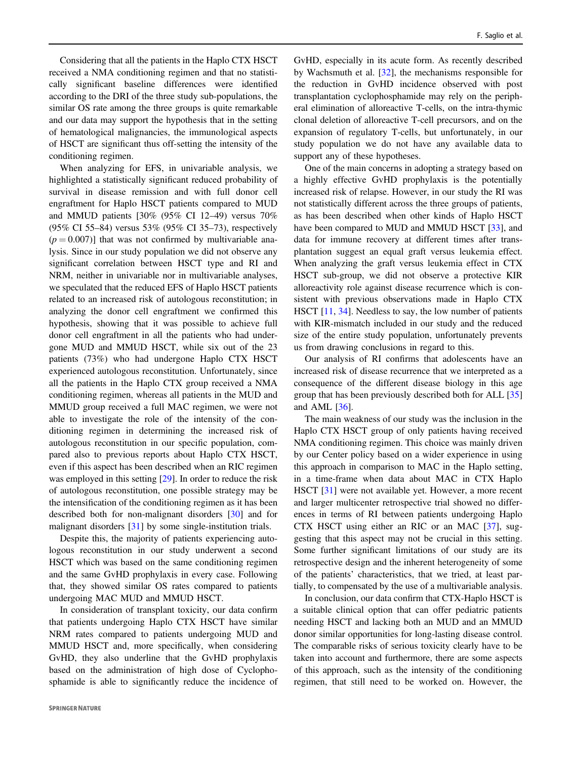Considering that all the patients in the Haplo CTX HSCT received a NMA conditioning regimen and that no statistically significant baseline differences were identified according to the DRI of the three study sub-populations, the similar OS rate among the three groups is quite remarkable and our data may support the hypothesis that in the setting of hematological malignancies, the immunological aspects of HSCT are significant thus off-setting the intensity of the conditioning regimen.

When analyzing for EFS, in univariable analysis, we highlighted a statistically significant reduced probability of survival in disease remission and with full donor cell engraftment for Haplo HSCT patients compared to MUD and MMUD patients [30% (95% CI 12–49) versus 70% (95% CI 55–84) versus 53% (95% CI 35–73), respectively ($p = 0.007$)] that was not confirmed by multivariable analysis. Since in our study population we did not observe any significant correlation between HSCT type and RI and NRM, neither in univariable nor in multivariable analyses, we speculated that the reduced EFS of Haplo HSCT patients related to an increased risk of autologous reconstitution; in analyzing the donor cell engraftment we confirmed this hypothesis, showing that it was possible to achieve full donor cell engraftment in all the patients who had undergone MUD and MMUD HSCT, while six out of the 23 patients (73%) who had undergone Haplo CTX HSCT experienced autologous reconstitution. Unfortunately, since all the patients in the Haplo CTX group received a NMA conditioning regimen, whereas all patients in the MUD and MMUD group received a full MAC regimen, we were not able to investigate the role of the intensity of the conditioning regimen in determining the increased risk of autologous reconstitution in our specific population, compared also to previous reports about Haplo CTX HSCT, even if this aspect has been described when an RIC regimen was employed in this setting [29]. In order to reduce the risk of autologous reconstitution, one possible strategy may be the intensification of the conditioning regimen as it has been described both for non-malignant disorders [30] and for malignant disorders [31] by some single-institution trials.

Despite this, the majority of patients experiencing autologous reconstitution in our study underwent a second HSCT which was based on the same conditioning regimen and the same GvHD prophylaxis in every case. Following that, they showed similar OS rates compared to patients undergoing MAC MUD and MMUD HSCT.

In consideration of transplant toxicity, our data confirm that patients undergoing Haplo CTX HSCT have similar NRM rates compared to patients undergoing MUD and MMUD HSCT and, more specifically, when considering GvHD, they also underline that the GvHD prophylaxis based on the administration of high dose of Cyclophosphamide is able to significantly reduce the incidence of GvHD, especially in its acute form. As recently described by Wachsmuth et al. [32], the mechanisms responsible for the reduction in GvHD incidence observed with post transplantation cyclophosphamide may rely on the peripheral elimination of alloreactive T-cells, on the intra-thymic clonal deletion of alloreactive T-cell precursors, and on the expansion of regulatory T-cells, but unfortunately, in our study population we do not have any available data to support any of these hypotheses.

One of the main concerns in adopting a strategy based on a highly effective GvHD prophylaxis is the potentially increased risk of relapse. However, in our study the RI was not statistically different across the three groups of patients, as has been described when other kinds of Haplo HSCT have been compared to MUD and MMUD HSCT [33], and data for immune recovery at different times after transplantation suggest an equal graft versus leukemia effect. When analyzing the graft versus leukemia effect in CTX HSCT sub-group, we did not observe a protective KIR alloreactivity role against disease recurrence which is consistent with previous observations made in Haplo CTX HSCT [11, 34]. Needless to say, the low number of patients with KIR-mismatch included in our study and the reduced size of the entire study population, unfortunately prevents us from drawing conclusions in regard to this.

Our analysis of RI confirms that adolescents have an increased risk of disease recurrence that we interpreted as a consequence of the different disease biology in this age group that has been previously described both for ALL [35] and AML [36].

The main weakness of our study was the inclusion in the Haplo CTX HSCT group of only patients having received NMA conditioning regimen. This choice was mainly driven by our Center policy based on a wider experience in using this approach in comparison to MAC in the Haplo setting, in a time-frame when data about MAC in CTX Haplo HSCT [31] were not available yet. However, a more recent and larger multicenter retrospective trial showed no differences in terms of RI between patients undergoing Haplo CTX HSCT using either an RIC or an MAC [37], suggesting that this aspect may not be crucial in this setting. Some further significant limitations of our study are its retrospective design and the inherent heterogeneity of some of the patients' characteristics, that we tried, at least partially, to compensated by the use of a multivariable analysis.

In conclusion, our data confirm that CTX-Haplo HSCT is a suitable clinical option that can offer pediatric patients needing HSCT and lacking both an MUD and an MMUD donor similar opportunities for long-lasting disease control. The comparable risks of serious toxicity clearly have to be taken into account and furthermore, there are some aspects of this approach, such as the intensity of the conditioning regimen, that still need to be worked on. However, the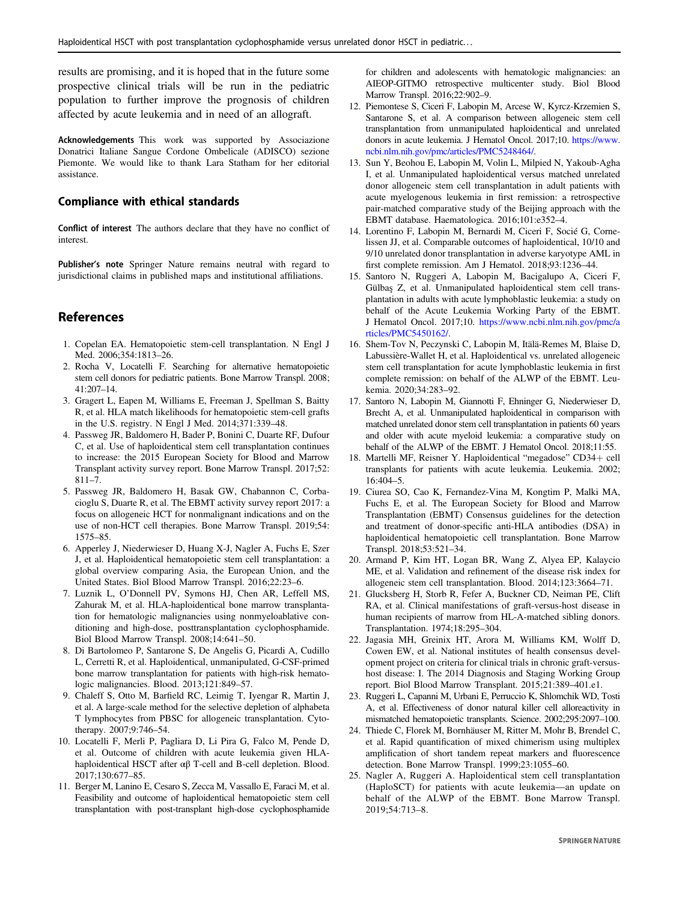results are promising, and it is hoped that in the future some prospective clinical trials will be run in the pediatric population to further improve the prognosis of children affected by acute leukemia and in need of an allograft.

**Acknowledgements** This work was supported by Associazione Donatrici Italiane Sangue Cordone Ombelicale (ADISCO) sezione Piemonte. We would like to thank Lara Statham for her editorial assistance.

## Compliance with ethical standards

**Conflict of interest** The authors declare that they have no conflict of interest.

**Publisher's note** Springer Nature remains neutral with regard to jurisdictional claims in published maps and institutional affiliations.

## References

1. Copelan EA. Hematopoietic stem-cell transplantation. N Engl J Med. 2006;354:1813–26.
2. Rocha V, Locatelli F. Searching for alternative hematopoietic stem cell donors for pediatric patients. Bone Marrow Transpl. 2008; 41:207–14.
3. Gragert L, Eapen M, Williams E, Freeman J, Spellman S, Baitty R, et al. HLA match likelihoods for hematopoietic stem-cell grafts in the U.S. registry. N Engl J Med. 2014;371:339–48.
4. Passweg JR, Baldomero H, Bader P, Bonini C, Duarte RF, Dufour C, et al. Use of haploidentical stem cell transplantation continues to increase: the 2015 European Society for Blood and Marrow Transplant activity survey report. Bone Marrow Transpl. 2017;52: 811–7.
5. Passweg JR, Baldomero H, Basak GW, Chabannon C, Corbacioglu S, Duarte R, et al. The EBMT activity survey report 2017: a focus on allogeneic HCT for nonmalignant indications and on the use of non-HCT cell therapies. Bone Marrow Transpl. 2019;54: 1575–85.
6. Apperley J, Niederwieser D, Huang X-J, Nagler A, Fuchs E, Szer J, et al. Haploidentical hematopoietic stem cell transplantation: a global overview comparing Asia, the European Union, and the United States. Biol Blood Marrow Transpl. 2016;22:23–6.
7. Luznik L, O'Donnell PV, Symons HJ, Chen AR, Leffell MS, Zahurak M, et al. HLA-haploidentical bone marrow transplantation for hematologic malignancies using nonmyeloablative conditioning and high-dose, posttransplantation cyclophosphamide. Biol Blood Marrow Transpl. 2008;14:641–50.
8. Di Bartolomeo P, Santarone S, De Angelis G, Picardi A, Cudillo L, Cerretti R, et al. Haploidentical, unmanipulated, G-CSF-primed bone marrow transplantation for patients with high-risk hematologic malignancies. Blood. 2013;121:849–57.
9. Chaleff S, Otto M, Barfield RC, Leimig T, Iyengar R, Martin J, et al. A large-scale method for the selective depletion of alphabeta T lymphocytes from PBSC for allogeneic transplantation. Cytotherapy. 2007;9:746–54.
10. Locatelli F, Merli P, Pagliara D, Li Pira G, Falco M, Pende D, et al. Outcome of children with acute leukemia given HLA-haploidentical HSCT after αβ T-cell and B-cell depletion. Blood. 2017;130:677–85.
11. Berger M, Lanino E, Cesaro S, Zecca M, Vassallo E, Faraci M, et al. Feasibility and outcome of haploidentical hematopoietic stem cell transplantation with post-transplant high-dose cyclophosphamide for children and adolescents with hematologic malignancies: an AIEOP-GITMO retrospective multicenter study. Biol Blood Marrow Transpl. 2016;22:902–9.
12. Piemontese S, Ciceri F, Labopin M, Arcese W, Kyrcz-Krzemien S, Santarone S, et al. A comparison between allogeneic stem cell transplantation from unmanipulated haploidentical and unrelated donors in acute leukemia. J Hematol Oncol. 2017;10. https://www.ncbi.nlm.nih.gov/pmc/articles/PMC5248464/.
13. Sun Y, Beohou E, Labopin M, Volin L, Milpied N, Yakoub-Agha I, et al. Unmanipulated haploidentical versus matched unrelated donor allogeneic stem cell transplantation in adult patients with acute myelogenous leukemia in first remission: a retrospective pair-matched comparative study of the Beijing approach with the EBMT database. Haematologica. 2016;101:e352–4.
14. Lorentino F, Labopin M, Bernardi M, Ciceri F, Socié G, Cornelissen JJ, et al. Comparable outcomes of haploidentical, 10/10 and 9/10 unrelated donor transplantation in adverse karyotype AML in first complete remission. Am J Hematol. 2018;93:1236–44.
15. Santoro N, Ruggeri A, Labopin M, Bacigalupo A, Ciceri F, Gülbaş Z, et al. Unmanipulated haploidentical stem cell transplantation in adults with acute lymphoblastic leukemia: a study on behalf of the Acute Leukemia Working Party of the EBMT. J Hematol Oncol. 2017;10. https://www.ncbi.nlm.nih.gov/pmc/articles/PMC5450162/.
16. Shem-Tov N, Peczynski C, Labopin M, Itälä-Remes M, Blaise D, Labussière-Wallet H, et al. Haploidentical vs. unrelated allogeneic stem cell transplantation for acute lymphoblastic leukemia in first complete remission: on behalf of the ALWP of the EBMT. Leukemia. 2020;34:283–92.
17. Santoro N, Labopin M, Giannotti F, Ehninger G, Niederwieser D, Brecht A, et al. Unmanipulated haploidentical in comparison with matched unrelated donor stem cell transplantation in patients 60 years and older with acute myeloid leukemia: a comparative study on behalf of the ALWP of the EBMT. J Hematol Oncol. 2018;11:55.
18. Martelli MF, Reisner Y. Haploidentical "megadose" CD34+ cell transplants for patients with acute leukemia. Leukemia. 2002; 16:404–5.
19. Ciurea SO, Cao K, Fernandez-Vina M, Kongtim P, Malki MA, Fuchs E, et al. The European Society for Blood and Marrow Transplantation (EBMT) Consensus guidelines for the detection and treatment of donor-specific anti-HLA antibodies (DSA) in haploidentical hematopoietic cell transplantation. Bone Marrow Transpl. 2018;53:521–34.
20. Armand P, Kim HT, Logan BR, Wang Z, Alyea EP, Kalaycio ME, et al. Validation and refinement of the disease risk index for allogeneic stem cell transplantation. Blood. 2014;123:3664–71.
21. Glucksberg H, Storb R, Fefer A, Buckner CD, Neiman PE, Clift RA, et al. Clinical manifestations of graft-versus-host disease in human recipients of marrow from HL-A-matched sibling donors. Transplantation. 1974;18:295–304.
22. Jagasia MH, Greinix HT, Arora M, Williams KM, Wolff D, Cowen EW, et al. National institutes of health consensus development project on criteria for clinical trials in chronic graft-versus-host disease: I. The 2014 Diagnosis and Staging Working Group report. Biol Blood Marrow Transplant. 2015;21:389–401.e1.
23. Ruggeri L, Capanni M, Urbani E, Perruccio K, Shlomchik WD, Tosti A, et al. Effectiveness of donor natural killer cell alloreactivity in mismatched hematopoietic transplants. Science. 2002;295:2097–100.
24. Thiede C, Florek M, Bornhäuser M, Ritter M, Mohr B, Brendel C, et al. Rapid quantification of mixed chimerism using multiplex amplification of short tandem repeat markers and fluorescence detection. Bone Marrow Transpl. 1999;23:1055–60.
25. Nagler A, Ruggeri A. Haploidentical stem cell transplantation (HaploSCT) for patients with acute leukemia—an update on behalf of the ALWP of the EBMT. Bone Marrow Transpl. 2019;54:713–8.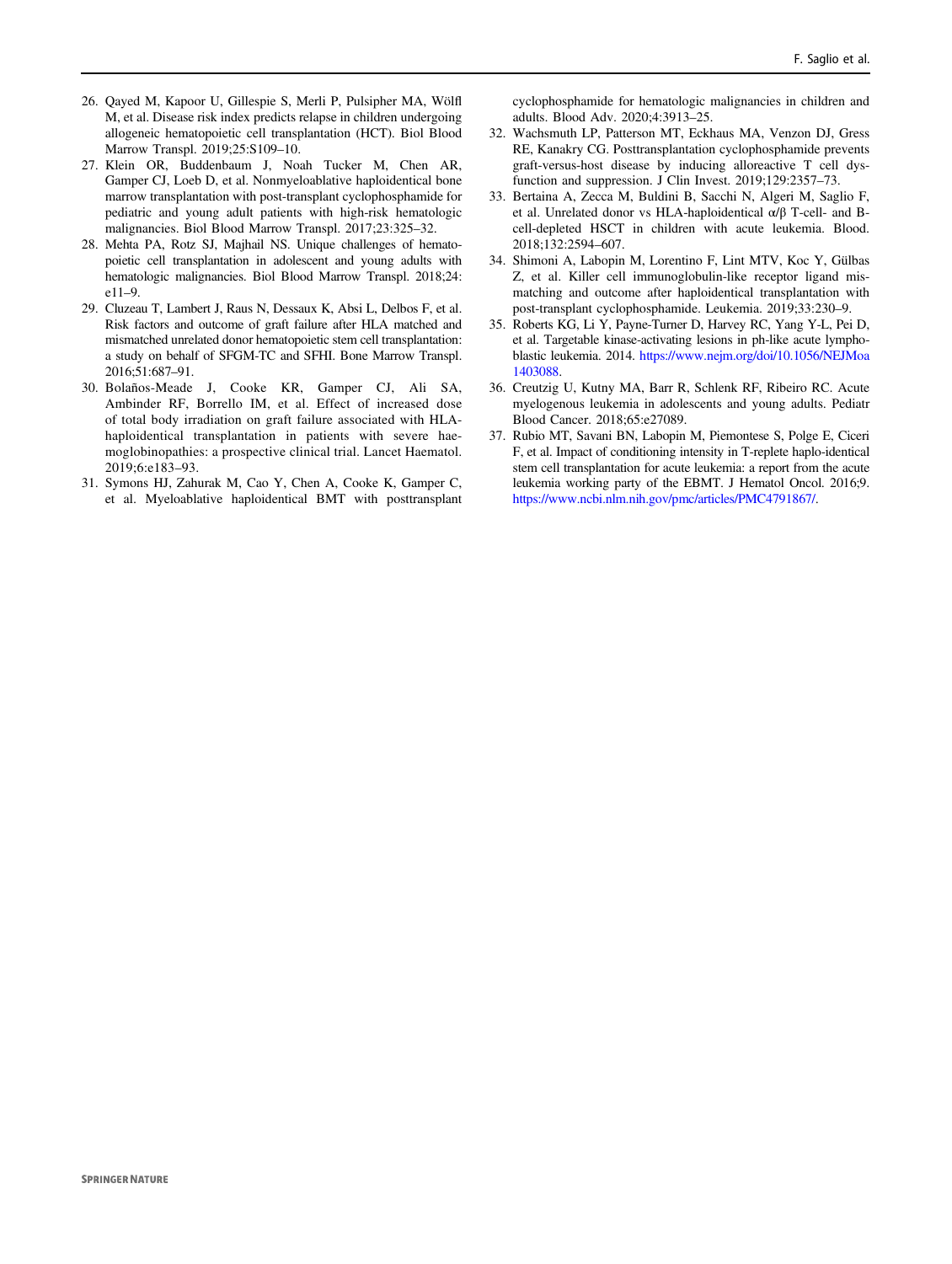26. Qayed M, Kapoor U, Gillespie S, Merli P, Pulsipher MA, Wölfl M, et al. Disease risk index predicts relapse in children undergoing allogeneic hematopoietic cell transplantation (HCT). Biol Blood Marrow Transpl. 2019;25:S109–10.
27. Klein OR, Buddenbaum J, Noah Tucker M, Chen AR, Gamper CJ, Loeb D, et al. Nonmyeloablative haploidentical bone marrow transplantation with post-transplant cyclophosphamide for pediatric and young adult patients with high-risk hematologic malignancies. Biol Blood Marrow Transpl. 2017;23:325–32.
28. Mehta PA, Rotz SJ, Majhail NS. Unique challenges of hematopoietic cell transplantation in adolescent and young adults with hematologic malignancies. Biol Blood Marrow Transpl. 2018;24:e11–9.
29. Cluzeau T, Lambert J, Raus N, Dessaux K, Absi L, Delbos F, et al. Risk factors and outcome of graft failure after HLA matched and mismatched unrelated donor hematopoietic stem cell transplantation: a study on behalf of SFGM-TC and SFHI. Bone Marrow Transpl. 2016;51:687–91.
30. Bolaños-Meade J, Cooke KR, Gamper CJ, Ali SA, Ambinder RF, Borrello IM, et al. Effect of increased dose of total body irradiation on graft failure associated with HLA-haploidentical transplantation in patients with severe haemoglobinopathies: a prospective clinical trial. Lancet Haematol. 2019;6:e183–93.
31. Symons HJ, Zahurak M, Cao Y, Chen A, Cooke K, Gamper C, et al. Myeloablative haploidentical BMT with posttransplant cyclophosphamide for hematologic malignancies in children and adults. Blood Adv. 2020;4:3913–25.
32. Wachsmuth LP, Patterson MT, Eckhaus MA, Venzon DJ, Gress RE, Kanakry CG. Posttransplantation cyclophosphamide prevents graft-versus-host disease by inducing alloreactive T cell dysfunction and suppression. J Clin Invest. 2019;129:2357–73.
33. Bertaina A, Zecca M, Buldini B, Sacchi N, Algeri M, Saglio F, et al. Unrelated donor vs HLA-haploidentical α/β T-cell- and B-cell-depleted HSCT in children with acute leukemia. Blood. 2018;132:2594–607.
34. Shimoni A, Labopin M, Lorentino F, Lint MTV, Koc Y, Gülbas Z, et al. Killer cell immunoglobulin-like receptor ligand mismatching and outcome after haploidentical transplantation with post-transplant cyclophosphamide. Leukemia. 2019;33:230–9.
35. Roberts KG, Li Y, Payne-Turner D, Harvey RC, Yang Y-L, Pei D, et al. Targetable kinase-activating lesions in ph-like acute lymphoblastic leukemia. 2014. https://www.nejm.org/doi/10.1056/NEJMoa1403088.
36. Creutzig U, Kutny MA, Barr R, Schlenk RF, Ribeiro RC. Acute myelogenous leukemia in adolescents and young adults. Pediatr Blood Cancer. 2018;65:e27089.
37. Rubio MT, Savani BN, Labopin M, Piemontese S, Polge E, Ciceri F, et al. Impact of conditioning intensity in T-replete haplo-identical stem cell transplantation for acute leukemia: a report from the acute leukemia working party of the EBMT. J Hematol Oncol. 2016;9. https://www.ncbi.nlm.nih.gov/pmc/articles/PMC4791867/.